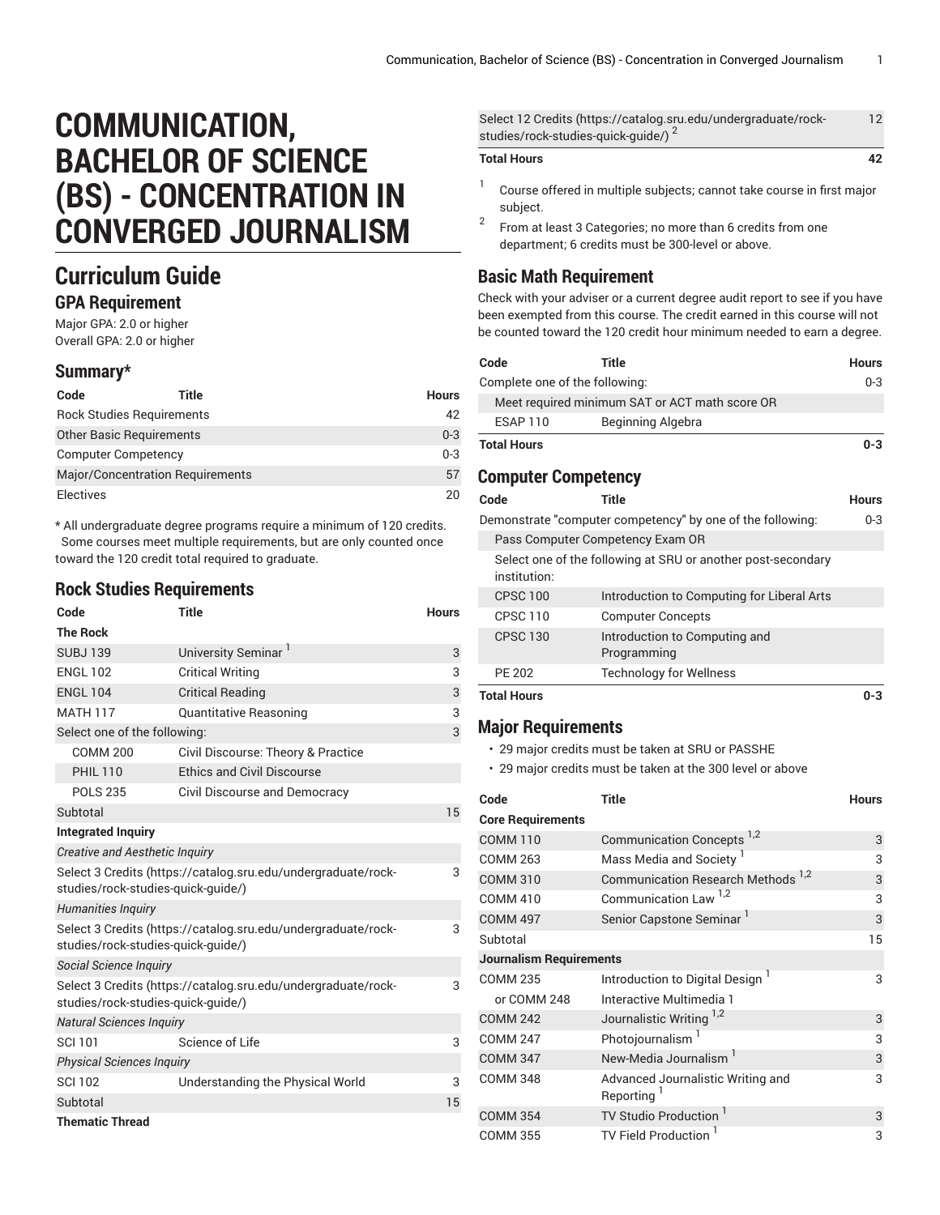# COMMUNICATION, BACHELOR OF SCIENCE (BS) - CONCENTRATION IN CONVERGED JOURNALISM

## Curriculum Guide

### GPA Requirement

Major GPA: 2.0 or higher
Overall GPA: 2.0 or higher

### Summary*

| Code | Title | Hours |
|---|---|---|
| Rock Studies Requirements | | 42 |
| Other Basic Requirements | | 0-3 |
| Computer Competency | | 0-3 |
| Major/Concentration Requirements | | 57 |
| Electives | | 20 |

* All undergraduate degree programs require a minimum of 120 credits. Some courses meet multiple requirements, but are only counted once toward the 120 credit total required to graduate.

### Rock Studies Requirements

| Code | Title | Hours |
|---|---|---|
| **The Rock** | | |
| SUBJ 139 | University Seminar [1] | 3 |
| ENGL 102 | Critical Writing | 3 |
| ENGL 104 | Critical Reading | 3 |
| MATH 117 | Quantitative Reasoning | 3 |
| Select one of the following: | | 3 |
| COMM 200 | Civil Discourse: Theory & Practice | |
| PHIL 110 | Ethics and Civil Discourse | |
| POLS 235 | Civil Discourse and Democracy | |
| Subtotal | | 15 |
| **Integrated Inquiry** | | |
| *Creative and Aesthetic Inquiry* | | |
| Select 3 Credits (https://catalog.sru.edu/undergraduate/rock-studies/rock-studies-quick-guide/) | | 3 |
| *Humanities Inquiry* | | |
| Select 3 Credits (https://catalog.sru.edu/undergraduate/rock-studies/rock-studies-quick-guide/) | | 3 |
| *Social Science Inquiry* | | |
| Select 3 Credits (https://catalog.sru.edu/undergraduate/rock-studies/rock-studies-quick-guide/) | | 3 |
| *Natural Sciences Inquiry* | | |
| SCI 101 | Science of Life | 3 |
| *Physical Sciences Inquiry* | | |
| SCI 102 | Understanding the Physical World | 3 |
| Subtotal | | 15 |
| **Thematic Thread** | | |
| Select 12 Credits (https://catalog.sru.edu/undergraduate/rock-studies/rock-studies-quick-guide/) [2] | | 12 |
| **Total Hours** | | **42** |

1. Course offered in multiple subjects; cannot take course in first major subject.
2. From at least 3 Categories; no more than 6 credits from one department; 6 credits must be 300-level or above.

### Basic Math Requirement

Check with your adviser or a current degree audit report to see if you have been exempted from this course. The credit earned in this course will not be counted toward the 120 credit hour minimum needed to earn a degree.

| Code | Title | Hours |
|---|---|---|
| Complete one of the following: | | 0-3 |
| Meet required minimum SAT or ACT math score OR | | |
| ESAP 110 | Beginning Algebra | |
| **Total Hours** | | **0-3** |

### Computer Competency

| Code | Title | Hours |
|---|---|---|
| Demonstrate "computer competency" by one of the following: | | 0-3 |
| Pass Computer Competency Exam OR | | |
| Select one of the following at SRU or another post-secondary institution: | | |
| CPSC 100 | Introduction to Computing for Liberal Arts | |
| CPSC 110 | Computer Concepts | |
| CPSC 130 | Introduction to Computing and Programming | |
| PE 202 | Technology for Wellness | |
| **Total Hours** | | **0-3** |

### Major Requirements

- 29 major credits must be taken at SRU or PASSHE
- 29 major credits must be taken at the 300 level or above

| Code | Title | Hours |
|---|---|---|
| **Core Requirements** | | |
| COMM 110 | Communication Concepts [1,2] | 3 |
| COMM 263 | Mass Media and Society [1] | 3 |
| COMM 310 | Communication Research Methods [1,2] | 3 |
| COMM 410 | Communication Law [1,2] | 3 |
| COMM 497 | Senior Capstone Seminar [1] | 3 |
| Subtotal | | 15 |
| **Journalism Requirements** | | |
| COMM 235 | Introduction to Digital Design [1] | 3 |
| or COMM 248 | Interactive Multimedia 1 | |
| COMM 242 | Journalistic Writing [1,2] | 3 |
| COMM 247 | Photojournalism [1] | 3 |
| COMM 347 | New-Media Journalism [1] | 3 |
| COMM 348 | Advanced Journalistic Writing and Reporting [1] | 3 |
| COMM 354 | TV Studio Production [1] | 3 |
| COMM 355 | TV Field Production [1] | 3 |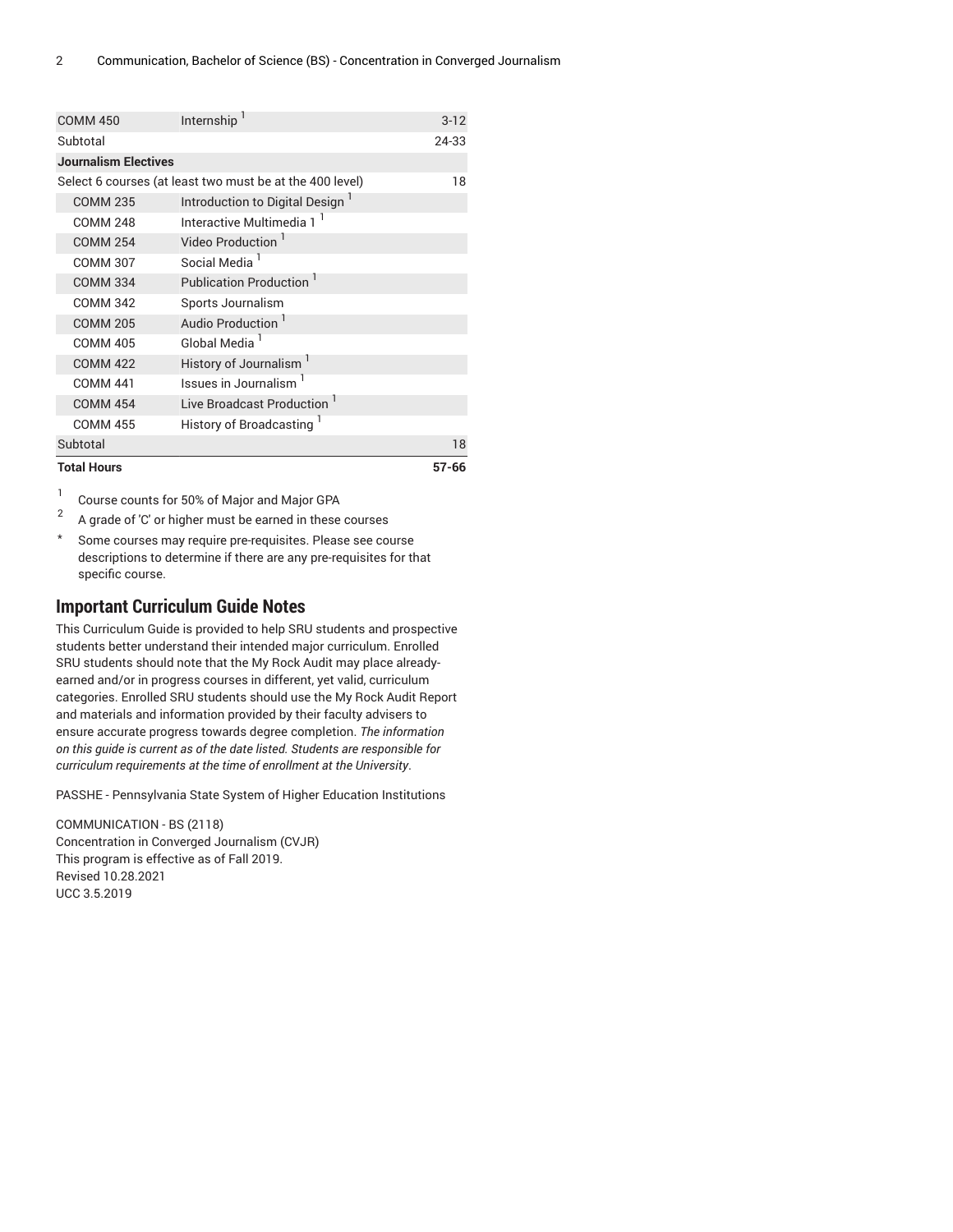| | | |
|---|---|---|
| COMM 450 | Internship [1] | 3-12 |
| Subtotal | | 24-33 |
| **Journalism Electives** | | |
| Select 6 courses (at least two must be at the 400 level) | | 18 |
| COMM 235 | Introduction to Digital Design [1] | |
| COMM 248 | Interactive Multimedia 1 [1] | |
| COMM 254 | Video Production [1] | |
| COMM 307 | Social Media [1] | |
| COMM 334 | Publication Production [1] | |
| COMM 342 | Sports Journalism | |
| COMM 205 | Audio Production [1] | |
| COMM 405 | Global Media [1] | |
| COMM 422 | History of Journalism [1] | |
| COMM 441 | Issues in Journalism [1] | |
| COMM 454 | Live Broadcast Production [1] | |
| COMM 455 | History of Broadcasting [1] | |
| Subtotal | | 18 |
| **Total Hours** | | **57-66** |

1 Course counts for 50% of Major and Major GPA

2 A grade of 'C' or higher must be earned in these courses

\* Some courses may require pre-requisites. Please see course descriptions to determine if there are any pre-requisites for that specific course.

## Important Curriculum Guide Notes

This Curriculum Guide is provided to help SRU students and prospective students better understand their intended major curriculum. Enrolled SRU students should note that the My Rock Audit may place already-earned and/or in progress courses in different, yet valid, curriculum categories. Enrolled SRU students should use the My Rock Audit Report and materials and information provided by their faculty advisers to ensure accurate progress towards degree completion. *The information on this guide is current as of the date listed. Students are responsible for curriculum requirements at the time of enrollment at the University*.

PASSHE - Pennsylvania State System of Higher Education Institutions

COMMUNICATION - BS (2118)
Concentration in Converged Journalism (CVJR)
This program is effective as of Fall 2019.
Revised 10.28.2021
UCC 3.5.2019